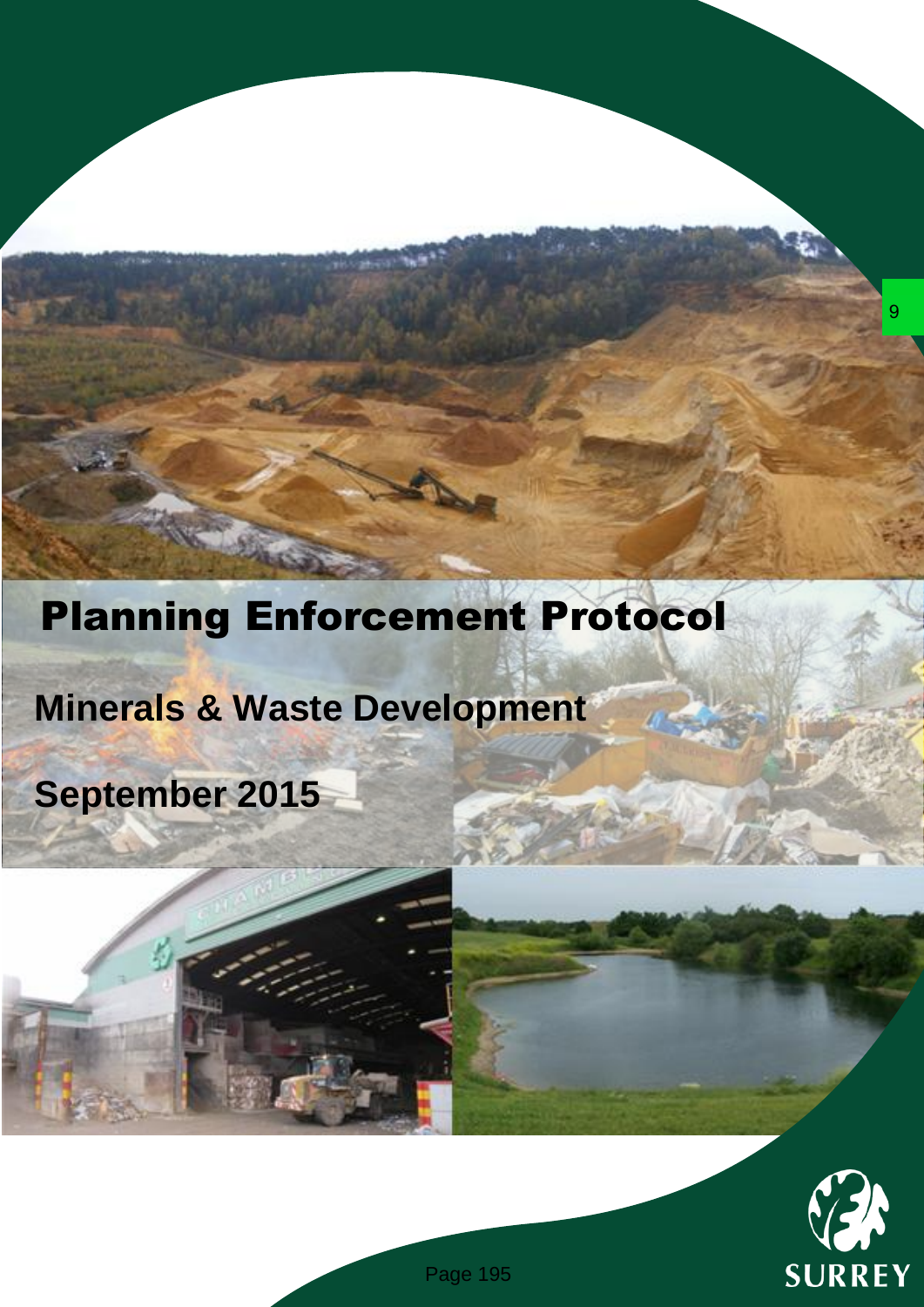# Planning Enforcement Protocol

## Minerals & Waste Development

## September 2015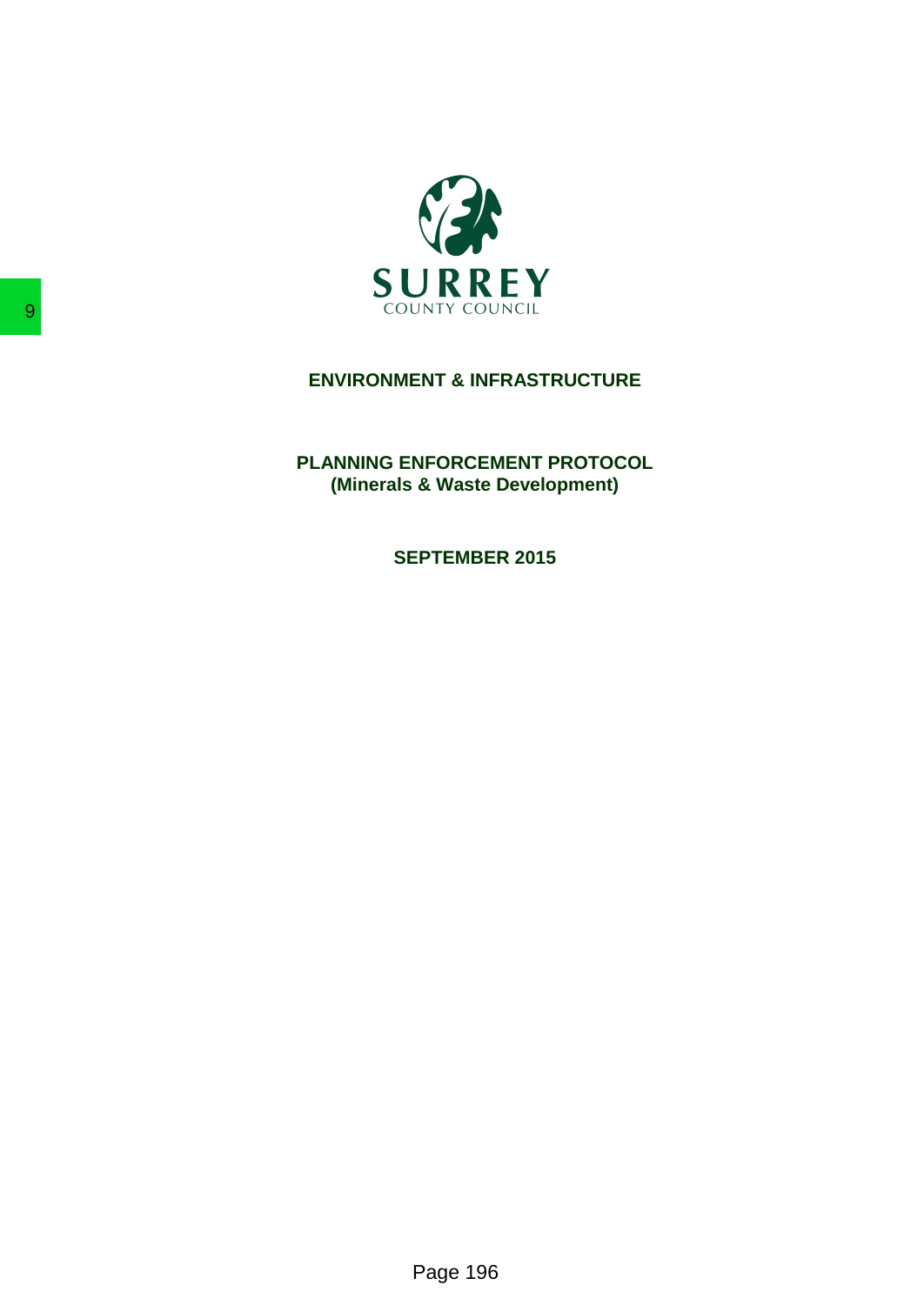SURREY
COUNTY COUNCIL

# ENVIRONMENT & INFRASTRUCTURE

## PLANNING ENFORCEMENT PROTOCOL
## (Minerals & Waste Development)

**SEPTEMBER 2015**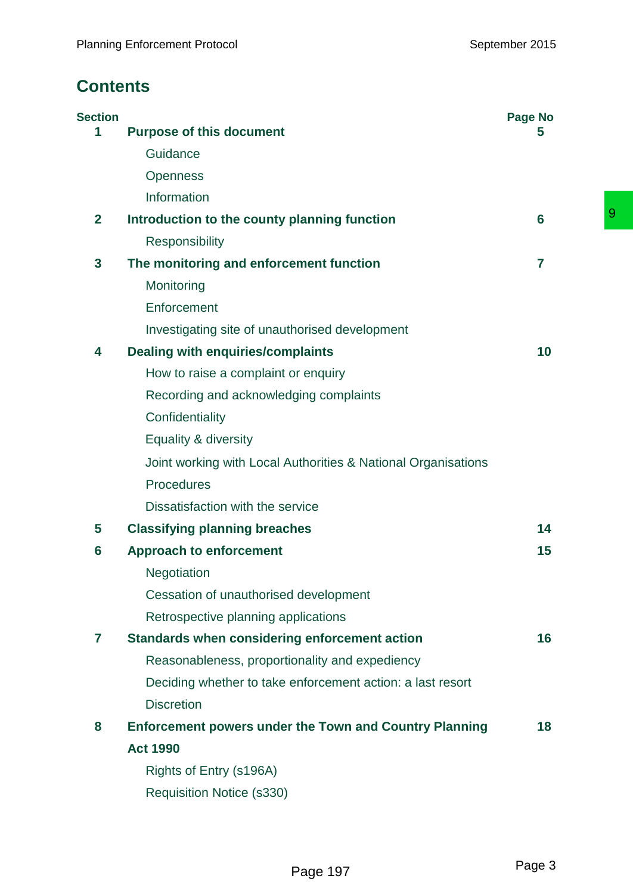## Contents

| Section | | Page No |
|---|---|---|
| 1 | **Purpose of this document** | 5 |
| | Guidance | |
| | Openness | |
| | Information | |
| 2 | **Introduction to the county planning function** | 6 |
| | Responsibility | |
| 3 | **The monitoring and enforcement function** | 7 |
| | Monitoring | |
| | Enforcement | |
| | Investigating site of unauthorised development | |
| 4 | **Dealing with enquiries/complaints** | 10 |
| | How to raise a complaint or enquiry | |
| | Recording and acknowledging complaints | |
| | Confidentiality | |
| | Equality & diversity | |
| | Joint working with Local Authorities & National Organisations | |
| | Procedures | |
| | Dissatisfaction with the service | |
| 5 | **Classifying planning breaches** | 14 |
| 6 | **Approach to enforcement** | 15 |
| | Negotiation | |
| | Cessation of unauthorised development | |
| | Retrospective planning applications | |
| 7 | **Standards when considering enforcement action** | 16 |
| | Reasonableness, proportionality and expediency | |
| | Deciding whether to take enforcement action: a last resort | |
| | Discretion | |
| 8 | **Enforcement powers under the Town and Country Planning Act 1990** | 18 |
| | Rights of Entry (s196A) | |
| | Requisition Notice (s330) | |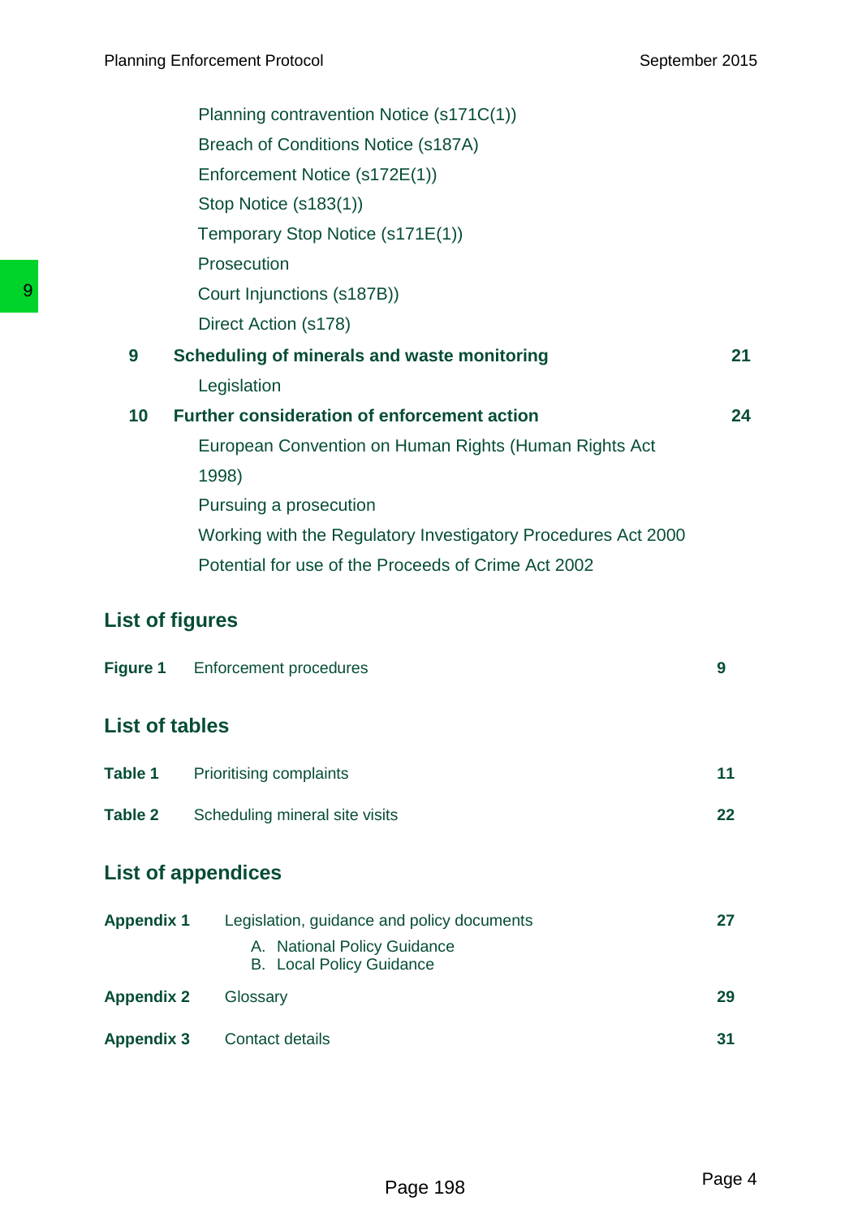Planning contravention Notice (s171C(1))
Breach of Conditions Notice (s187A)
Enforcement Notice (s172E(1))
Stop Notice (s183(1))
Temporary Stop Notice (s171E(1))
Prosecution
Court Injunctions (s187B))
Direct Action (s178)

| | | |
|---|---|---|
| **9** | **Scheduling of minerals and waste monitoring** | **21** |
| | Legislation | |
| **10** | **Further consideration of enforcement action** | **24** |
| | European Convention on Human Rights (Human Rights Act 1998) | |
| | Pursuing a prosecution | |
| | Working with the Regulatory Investigatory Procedures Act 2000 | |
| | Potential for use of the Proceeds of Crime Act 2002 | |

## List of figures

| | | |
|---|---|---|
| **Figure 1** | Enforcement procedures | **9** |

## List of tables

| | | |
|---|---|---|
| **Table 1** | Prioritising complaints | **11** |
| **Table 2** | Scheduling mineral site visits | **22** |

## List of appendices

| | | |
|---|---|---|
| **Appendix 1** | Legislation, guidance and policy documents<br>A. National Policy Guidance<br>B. Local Policy Guidance | **27** |
| **Appendix 2** | Glossary | **29** |
| **Appendix 3** | Contact details | **31** |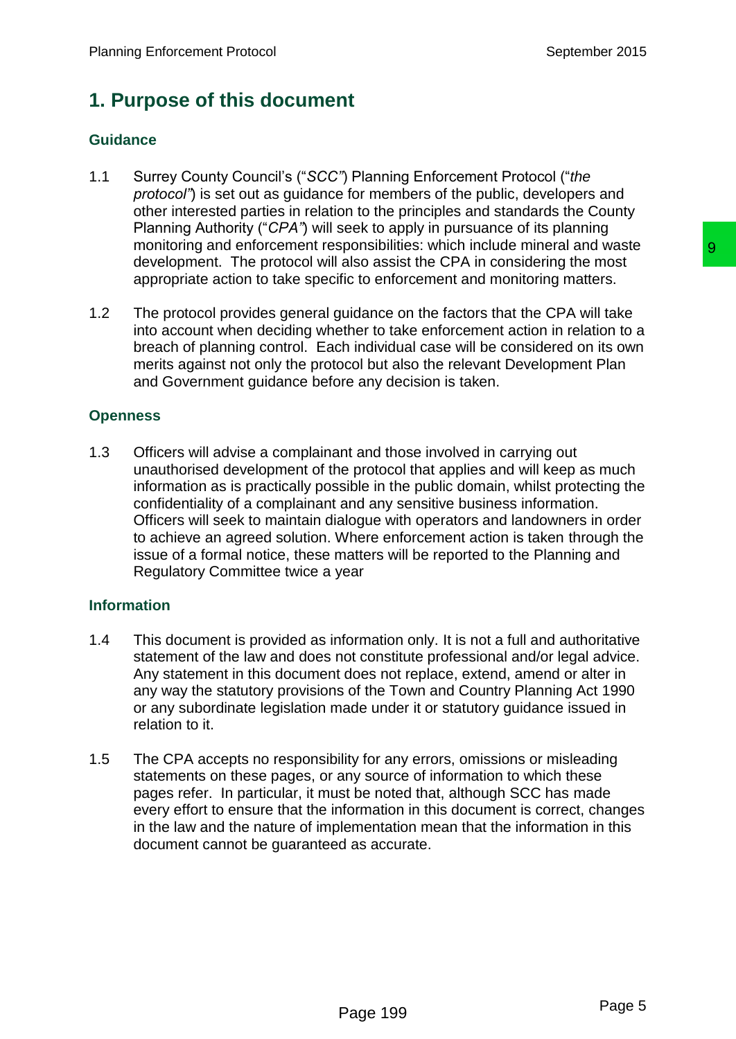# 1. Purpose of this document

### Guidance

1.1 Surrey County Council's ("*SCC*") Planning Enforcement Protocol ("*the protocol*") is set out as guidance for members of the public, developers and other interested parties in relation to the principles and standards the County Planning Authority ("*CPA*") will seek to apply in pursuance of its planning monitoring and enforcement responsibilities: which include mineral and waste development. The protocol will also assist the CPA in considering the most appropriate action to take specific to enforcement and monitoring matters.

1.2 The protocol provides general guidance on the factors that the CPA will take into account when deciding whether to take enforcement action in relation to a breach of planning control. Each individual case will be considered on its own merits against not only the protocol but also the relevant Development Plan and Government guidance before any decision is taken.

### Openness

1.3 Officers will advise a complainant and those involved in carrying out unauthorised development of the protocol that applies and will keep as much information as is practically possible in the public domain, whilst protecting the confidentiality of a complainant and any sensitive business information. Officers will seek to maintain dialogue with operators and landowners in order to achieve an agreed solution. Where enforcement action is taken through the issue of a formal notice, these matters will be reported to the Planning and Regulatory Committee twice a year

### Information

1.4 This document is provided as information only. It is not a full and authoritative statement of the law and does not constitute professional and/or legal advice. Any statement in this document does not replace, extend, amend or alter in any way the statutory provisions of the Town and Country Planning Act 1990 or any subordinate legislation made under it or statutory guidance issued in relation to it.

1.5 The CPA accepts no responsibility for any errors, omissions or misleading statements on these pages, or any source of information to which these pages refer. In particular, it must be noted that, although SCC has made every effort to ensure that the information in this document is correct, changes in the law and the nature of implementation mean that the information in this document cannot be guaranteed as accurate.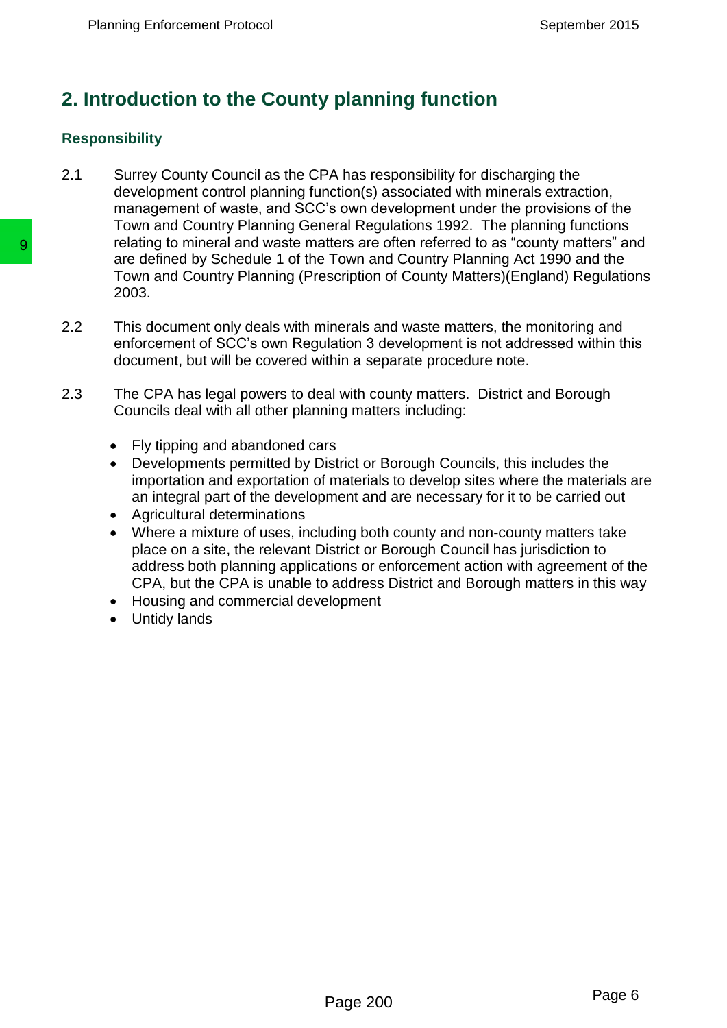## 2. Introduction to the County planning function

### Responsibility

2.1 Surrey County Council as the CPA has responsibility for discharging the development control planning function(s) associated with minerals extraction, management of waste, and SCC's own development under the provisions of the Town and Country Planning General Regulations 1992. The planning functions relating to mineral and waste matters are often referred to as "county matters" and are defined by Schedule 1 of the Town and Country Planning Act 1990 and the Town and Country Planning (Prescription of County Matters)(England) Regulations 2003.

2.2 This document only deals with minerals and waste matters, the monitoring and enforcement of SCC's own Regulation 3 development is not addressed within this document, but will be covered within a separate procedure note.

2.3 The CPA has legal powers to deal with county matters. District and Borough Councils deal with all other planning matters including:

- Fly tipping and abandoned cars
- Developments permitted by District or Borough Councils, this includes the importation and exportation of materials to develop sites where the materials are an integral part of the development and are necessary for it to be carried out
- Agricultural determinations
- Where a mixture of uses, including both county and non-county matters take place on a site, the relevant District or Borough Council has jurisdiction to address both planning applications or enforcement action with agreement of the CPA, but the CPA is unable to address District and Borough matters in this way
- Housing and commercial development
- Untidy lands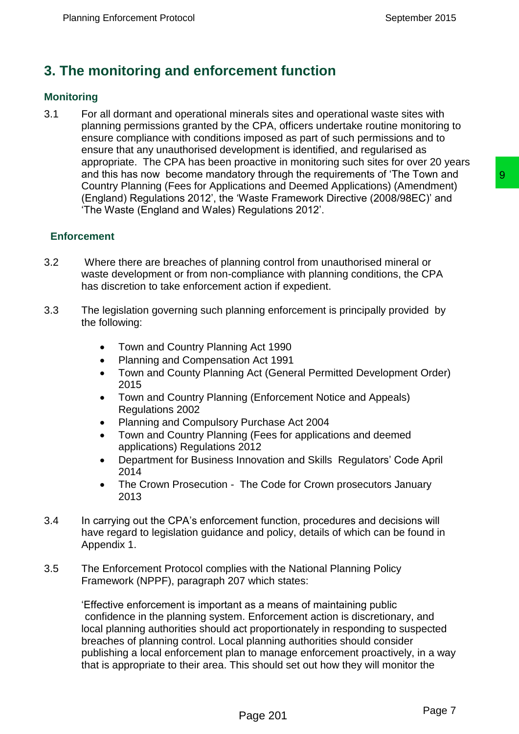## 3. The monitoring and enforcement function

### Monitoring

3.1 For all dormant and operational minerals sites and operational waste sites with planning permissions granted by the CPA, officers undertake routine monitoring to ensure compliance with conditions imposed as part of such permissions and to ensure that any unauthorised development is identified, and regularised as appropriate. The CPA has been proactive in monitoring such sites for over 20 years and this has now become mandatory through the requirements of 'The Town and Country Planning (Fees for Applications and Deemed Applications) (Amendment) (England) Regulations 2012', the 'Waste Framework Directive (2008/98EC)' and 'The Waste (England and Wales) Regulations 2012'.

### Enforcement

3.2 Where there are breaches of planning control from unauthorised mineral or waste development or from non-compliance with planning conditions, the CPA has discretion to take enforcement action if expedient.

3.3 The legislation governing such planning enforcement is principally provided by the following:

- Town and Country Planning Act 1990
- Planning and Compensation Act 1991
- Town and County Planning Act (General Permitted Development Order) 2015
- Town and Country Planning (Enforcement Notice and Appeals) Regulations 2002
- Planning and Compulsory Purchase Act 2004
- Town and Country Planning (Fees for applications and deemed applications) Regulations 2012
- Department for Business Innovation and Skills Regulators' Code April 2014
- The Crown Prosecution - The Code for Crown prosecutors January 2013

3.4 In carrying out the CPA's enforcement function, procedures and decisions will have regard to legislation guidance and policy, details of which can be found in Appendix 1.

3.5 The Enforcement Protocol complies with the National Planning Policy Framework (NPPF), paragraph 207 which states:

'Effective enforcement is important as a means of maintaining public confidence in the planning system. Enforcement action is discretionary, and local planning authorities should act proportionately in responding to suspected breaches of planning control. Local planning authorities should consider publishing a local enforcement plan to manage enforcement proactively, in a way that is appropriate to their area. This should set out how they will monitor the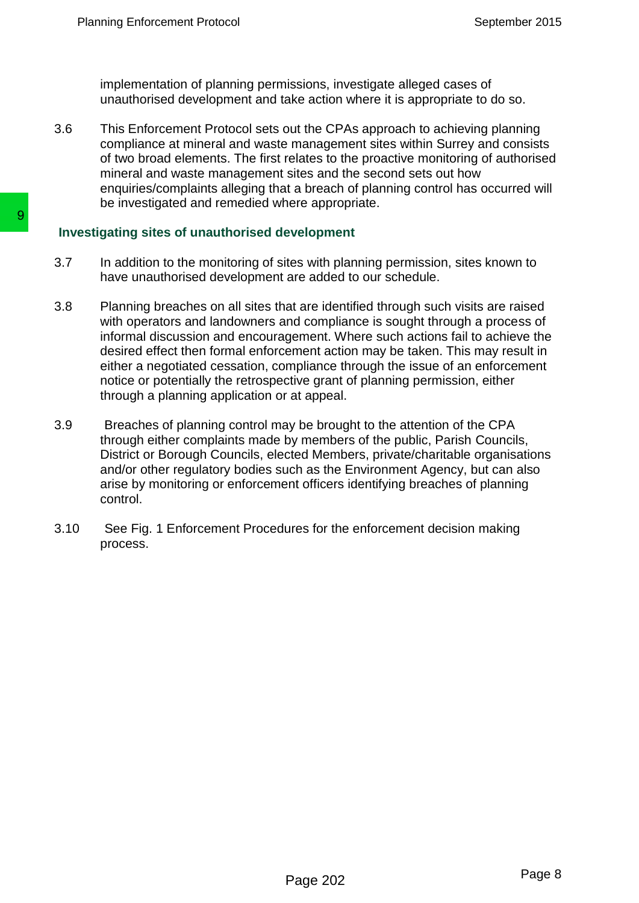implementation of planning permissions, investigate alleged cases of unauthorised development and take action where it is appropriate to do so.

3.6 This Enforcement Protocol sets out the CPAs approach to achieving planning compliance at mineral and waste management sites within Surrey and consists of two broad elements. The first relates to the proactive monitoring of authorised mineral and waste management sites and the second sets out how enquiries/complaints alleging that a breach of planning control has occurred will be investigated and remedied where appropriate.

**Investigating sites of unauthorised development**

3.7 In addition to the monitoring of sites with planning permission, sites known to have unauthorised development are added to our schedule.

3.8 Planning breaches on all sites that are identified through such visits are raised with operators and landowners and compliance is sought through a process of informal discussion and encouragement. Where such actions fail to achieve the desired effect then formal enforcement action may be taken. This may result in either a negotiated cessation, compliance through the issue of an enforcement notice or potentially the retrospective grant of planning permission, either through a planning application or at appeal.

3.9 Breaches of planning control may be brought to the attention of the CPA through either complaints made by members of the public, Parish Councils, District or Borough Councils, elected Members, private/charitable organisations and/or other regulatory bodies such as the Environment Agency, but can also arise by monitoring or enforcement officers identifying breaches of planning control.

3.10 See Fig. 1 Enforcement Procedures for the enforcement decision making process.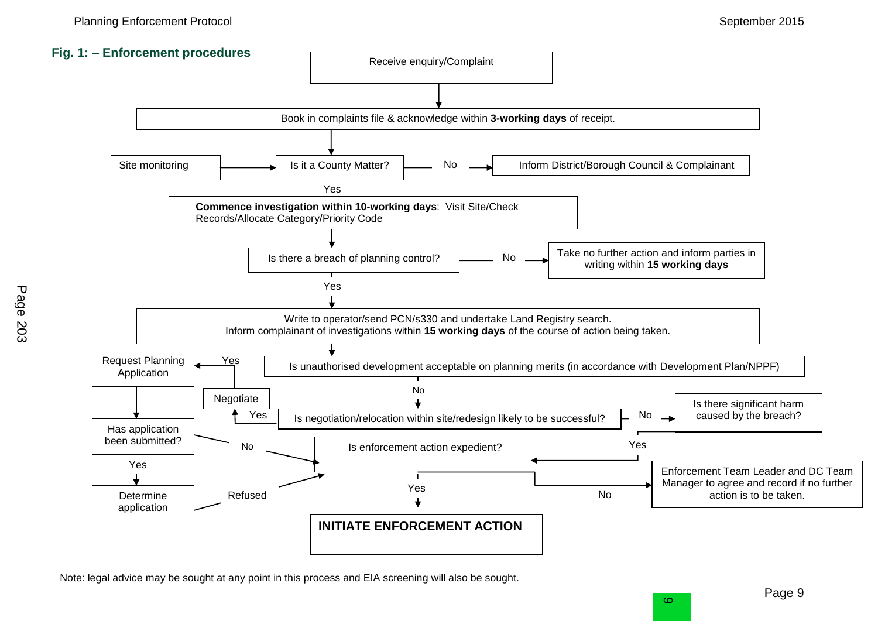## Fig. 1: – Enforcement procedures

Receive enquiry/Complaint

Book in complaints file & acknowledge within **3-working days** of receipt.

Site monitoring

Is it a County Matter? — No → Inform District/Borough Council & Complainant

Yes

**Commence investigation within 10-working days**: Visit Site/Check Records/Allocate Category/Priority Code

Is there a breach of planning control? — No → Take no further action and inform parties in writing within **15 working days**

Yes

Write to operator/send PCN/s330 and undertake Land Registry search.
Inform complainant of investigations within **15 working days** of the course of action being taken.

Is unauthorised development acceptable on planning merits (in accordance with Development Plan/NPPF) — Yes → Request Planning Application

No

Is negotiation/relocation within site/redesign likely to be successful? — Yes → Negotiate — No → Is there significant harm caused by the breach?

Has application been submitted? — Yes → Determine application — Refused

No

Yes

Is enforcement action expedient? — No → Enforcement Team Leader and DC Team Manager to agree and record if no further action is to be taken.

Yes

**INITIATE ENFORCEMENT ACTION**

Note: legal advice may be sought at any point in this process and EIA screening will also be sought.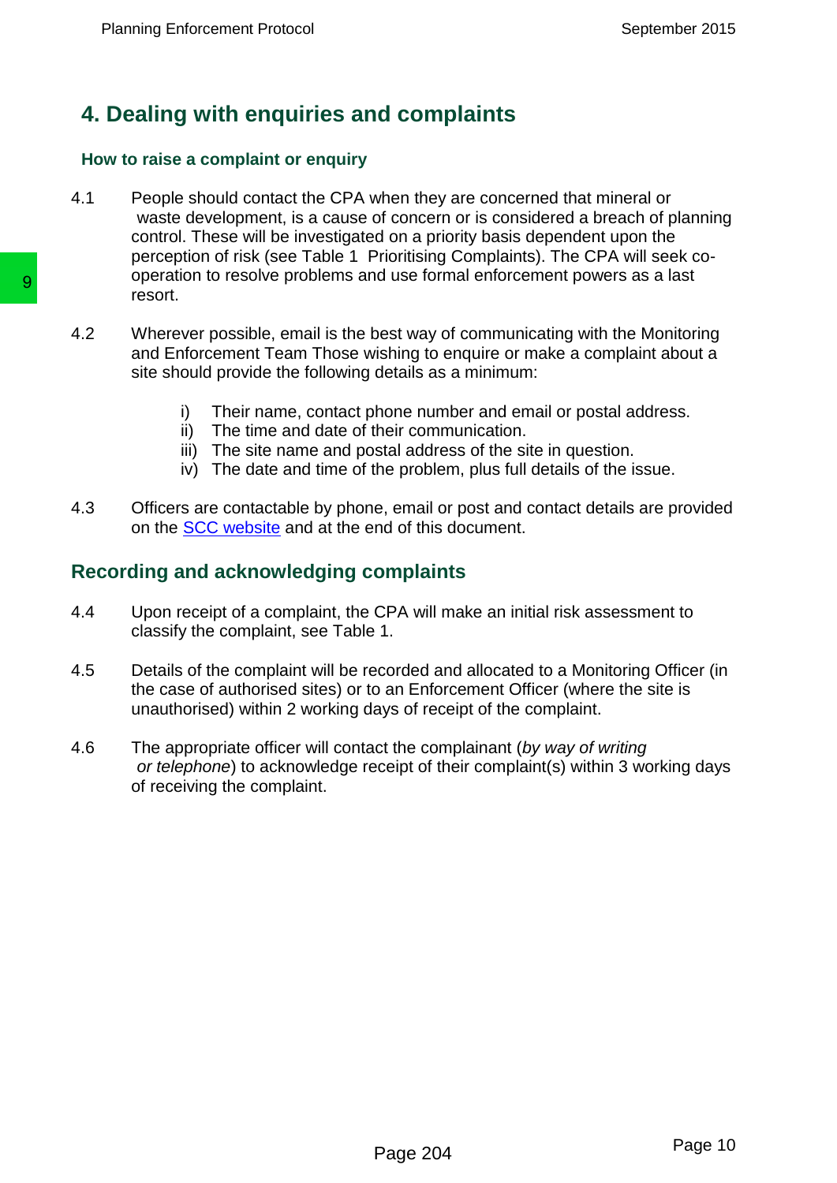# 4. Dealing with enquiries and complaints

### How to raise a complaint or enquiry

4.1 People should contact the CPA when they are concerned that mineral or waste development, is a cause of concern or is considered a breach of planning control. These will be investigated on a priority basis dependent upon the perception of risk (see Table 1 Prioritising Complaints). The CPA will seek co-operation to resolve problems and use formal enforcement powers as a last resort.

4.2 Wherever possible, email is the best way of communicating with the Monitoring and Enforcement Team Those wishing to enquire or make a complaint about a site should provide the following details as a minimum:

- i) Their name, contact phone number and email or postal address.
- ii) The time and date of their communication.
- iii) The site name and postal address of the site in question.
- iv) The date and time of the problem, plus full details of the issue.

4.3 Officers are contactable by phone, email or post and contact details are provided on the SCC website and at the end of this document.

## Recording and acknowledging complaints

4.4 Upon receipt of a complaint, the CPA will make an initial risk assessment to classify the complaint, see Table 1.

4.5 Details of the complaint will be recorded and allocated to a Monitoring Officer (in the case of authorised sites) or to an Enforcement Officer (where the site is unauthorised) within 2 working days of receipt of the complaint.

4.6 The appropriate officer will contact the complainant (*by way of writing or telephone*) to acknowledge receipt of their complaint(s) within 3 working days of receiving the complaint.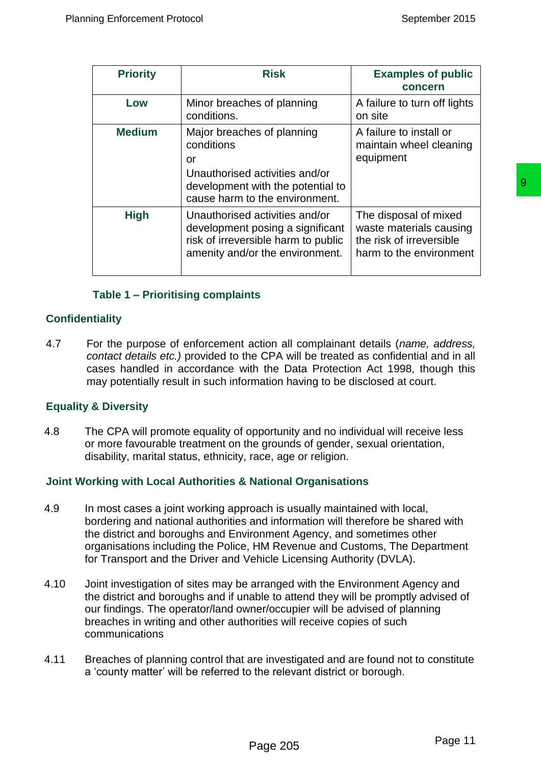| Priority | Risk | Examples of public concern |
|---|---|---|
| **Low** | Minor breaches of planning conditions. | A failure to turn off lights on site |
| **Medium** | Major breaches of planning conditions<br>or<br>Unauthorised activities and/or development with the potential to cause harm to the environment. | A failure to install or maintain wheel cleaning equipment |
| **High** | Unauthorised activities and/or development posing a significant risk of irreversible harm to public amenity and/or the environment. | The disposal of mixed waste materials causing the risk of irreversible harm to the environment |

**Table 1 – Prioritising complaints**

## Confidentiality

4.7 For the purpose of enforcement action all complainant details (*name, address, contact details etc.)* provided to the CPA will be treated as confidential and in all cases handled in accordance with the Data Protection Act 1998, though this may potentially result in such information having to be disclosed at court.

## Equality & Diversity

4.8 The CPA will promote equality of opportunity and no individual will receive less or more favourable treatment on the grounds of gender, sexual orientation, disability, marital status, ethnicity, race, age or religion.

## Joint Working with Local Authorities & National Organisations

4.9 In most cases a joint working approach is usually maintained with local, bordering and national authorities and information will therefore be shared with the district and boroughs and Environment Agency, and sometimes other organisations including the Police, HM Revenue and Customs, The Department for Transport and the Driver and Vehicle Licensing Authority (DVLA).

4.10 Joint investigation of sites may be arranged with the Environment Agency and the district and boroughs and if unable to attend they will be promptly advised of our findings. The operator/land owner/occupier will be advised of planning breaches in writing and other authorities will receive copies of such communications

4.11 Breaches of planning control that are investigated and are found not to constitute a 'county matter' will be referred to the relevant district or borough.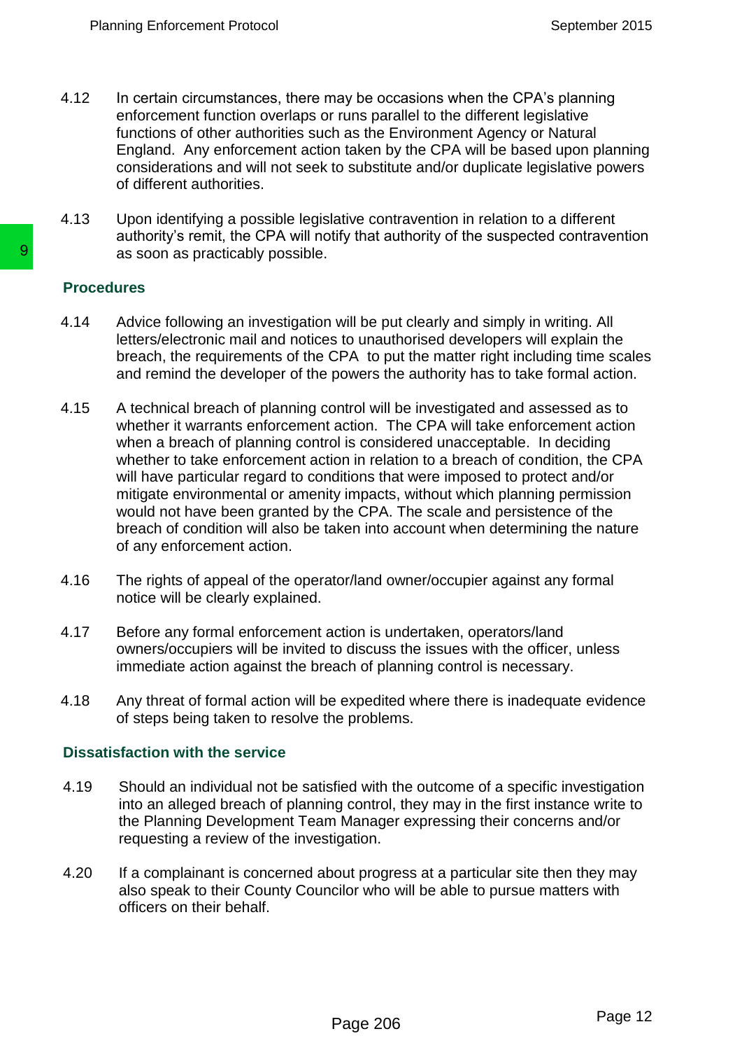4.12 In certain circumstances, there may be occasions when the CPA's planning enforcement function overlaps or runs parallel to the different legislative functions of other authorities such as the Environment Agency or Natural England. Any enforcement action taken by the CPA will be based upon planning considerations and will not seek to substitute and/or duplicate legislative powers of different authorities.

4.13 Upon identifying a possible legislative contravention in relation to a different authority's remit, the CPA will notify that authority of the suspected contravention as soon as practicably possible.

### Procedures

4.14 Advice following an investigation will be put clearly and simply in writing. All letters/electronic mail and notices to unauthorised developers will explain the breach, the requirements of the CPA to put the matter right including time scales and remind the developer of the powers the authority has to take formal action.

4.15 A technical breach of planning control will be investigated and assessed as to whether it warrants enforcement action. The CPA will take enforcement action when a breach of planning control is considered unacceptable. In deciding whether to take enforcement action in relation to a breach of condition, the CPA will have particular regard to conditions that were imposed to protect and/or mitigate environmental or amenity impacts, without which planning permission would not have been granted by the CPA. The scale and persistence of the breach of condition will also be taken into account when determining the nature of any enforcement action.

4.16 The rights of appeal of the operator/land owner/occupier against any formal notice will be clearly explained.

4.17 Before any formal enforcement action is undertaken, operators/land owners/occupiers will be invited to discuss the issues with the officer, unless immediate action against the breach of planning control is necessary.

4.18 Any threat of formal action will be expedited where there is inadequate evidence of steps being taken to resolve the problems.

### Dissatisfaction with the service

4.19 Should an individual not be satisfied with the outcome of a specific investigation into an alleged breach of planning control, they may in the first instance write to the Planning Development Team Manager expressing their concerns and/or requesting a review of the investigation.

4.20 If a complainant is concerned about progress at a particular site then they may also speak to their County Councilor who will be able to pursue matters with officers on their behalf.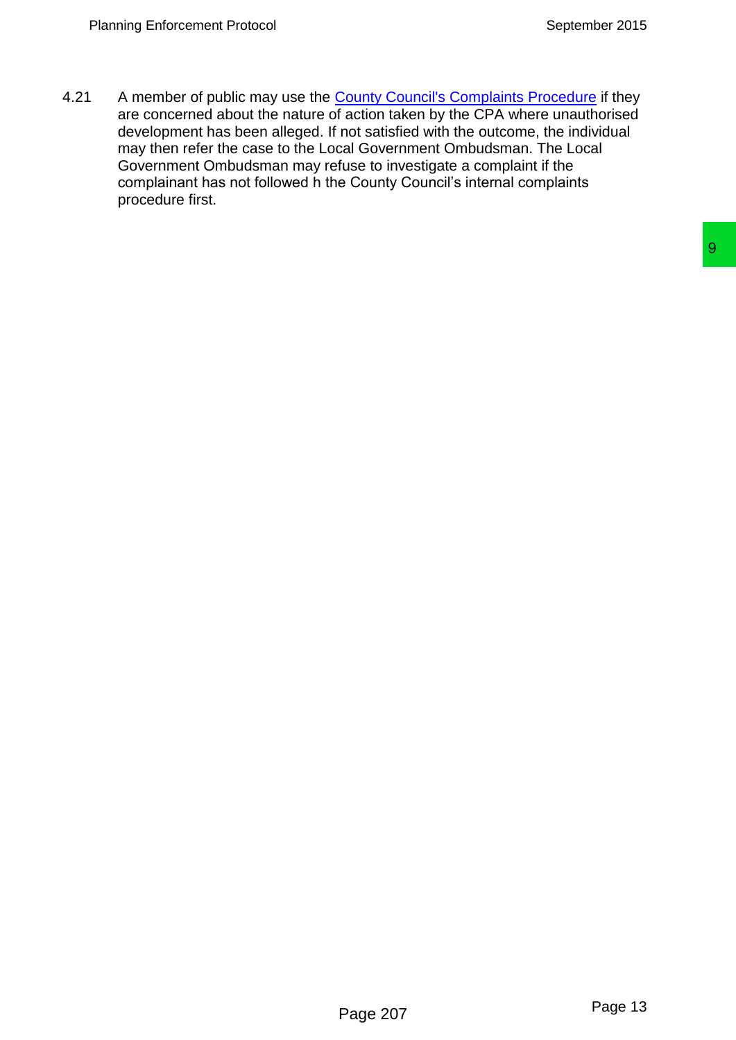4.21 A member of public may use the [County Council's Complaints Procedure] if they are concerned about the nature of action taken by the CPA where unauthorised development has been alleged. If not satisfied with the outcome, the individual may then refer the case to the Local Government Ombudsman. The Local Government Ombudsman may refuse to investigate a complaint if the complainant has not followed h the County Council's internal complaints procedure first.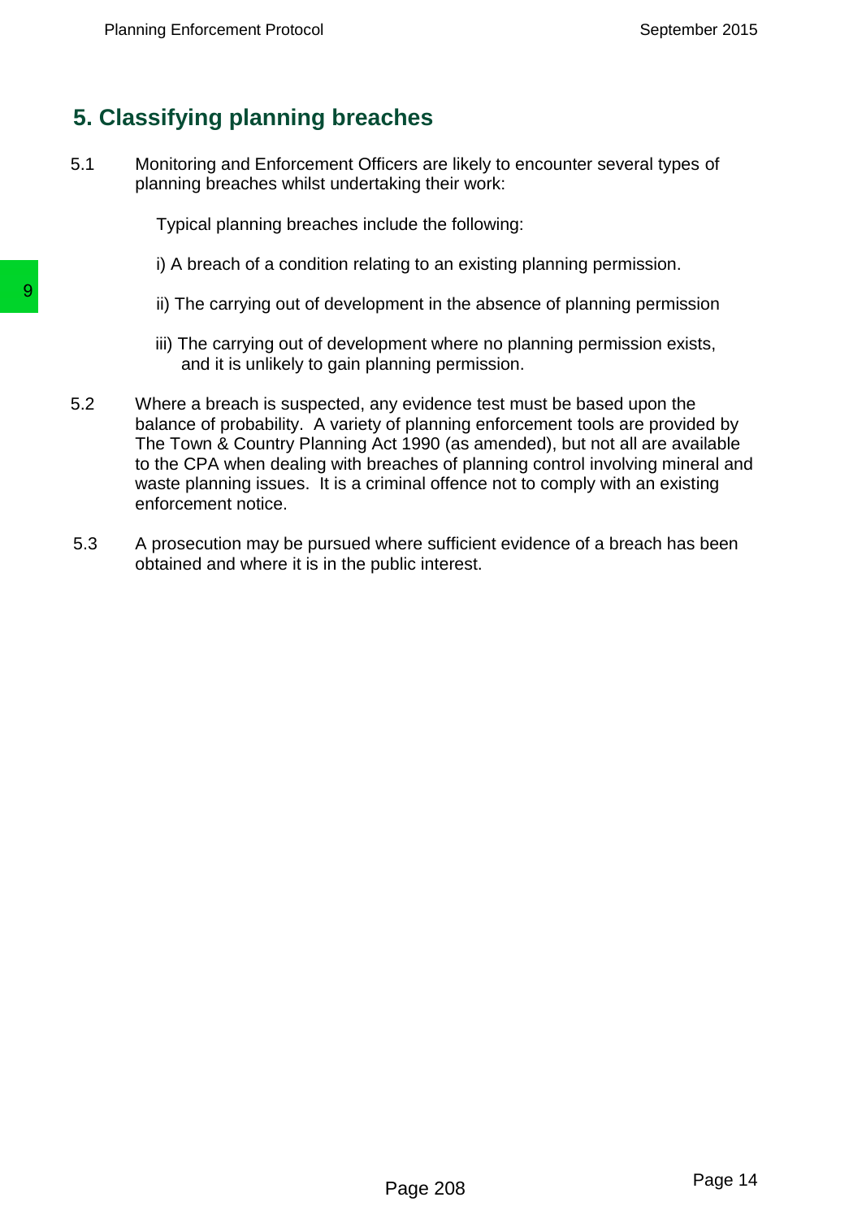## 5. Classifying planning breaches

5.1 Monitoring and Enforcement Officers are likely to encounter several types of planning breaches whilst undertaking their work:

Typical planning breaches include the following:

i) A breach of a condition relating to an existing planning permission.

ii) The carrying out of development in the absence of planning permission

iii) The carrying out of development where no planning permission exists, and it is unlikely to gain planning permission.

5.2 Where a breach is suspected, any evidence test must be based upon the balance of probability. A variety of planning enforcement tools are provided by The Town & Country Planning Act 1990 (as amended), but not all are available to the CPA when dealing with breaches of planning control involving mineral and waste planning issues. It is a criminal offence not to comply with an existing enforcement notice.

5.3 A prosecution may be pursued where sufficient evidence of a breach has been obtained and where it is in the public interest.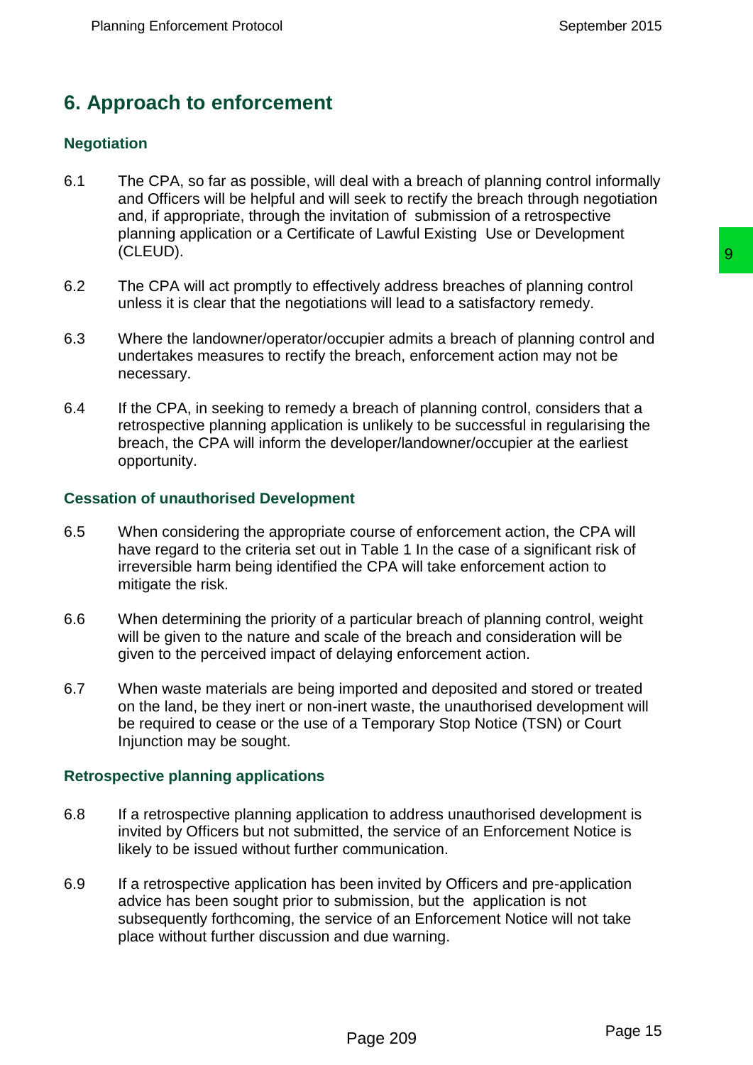## 6. Approach to enforcement

### Negotiation

6.1 The CPA, so far as possible, will deal with a breach of planning control informally and Officers will be helpful and will seek to rectify the breach through negotiation and, if appropriate, through the invitation of submission of a retrospective planning application or a Certificate of Lawful Existing Use or Development (CLEUD).

6.2 The CPA will act promptly to effectively address breaches of planning control unless it is clear that the negotiations will lead to a satisfactory remedy.

6.3 Where the landowner/operator/occupier admits a breach of planning control and undertakes measures to rectify the breach, enforcement action may not be necessary.

6.4 If the CPA, in seeking to remedy a breach of planning control, considers that a retrospective planning application is unlikely to be successful in regularising the breach, the CPA will inform the developer/landowner/occupier at the earliest opportunity.

### Cessation of unauthorised Development

6.5 When considering the appropriate course of enforcement action, the CPA will have regard to the criteria set out in Table 1 In the case of a significant risk of irreversible harm being identified the CPA will take enforcement action to mitigate the risk.

6.6 When determining the priority of a particular breach of planning control, weight will be given to the nature and scale of the breach and consideration will be given to the perceived impact of delaying enforcement action.

6.7 When waste materials are being imported and deposited and stored or treated on the land, be they inert or non-inert waste, the unauthorised development will be required to cease or the use of a Temporary Stop Notice (TSN) or Court Injunction may be sought.

### Retrospective planning applications

6.8 If a retrospective planning application to address unauthorised development is invited by Officers but not submitted, the service of an Enforcement Notice is likely to be issued without further communication.

6.9 If a retrospective application has been invited by Officers and pre-application advice has been sought prior to submission, but the application is not subsequently forthcoming, the service of an Enforcement Notice will not take place without further discussion and due warning.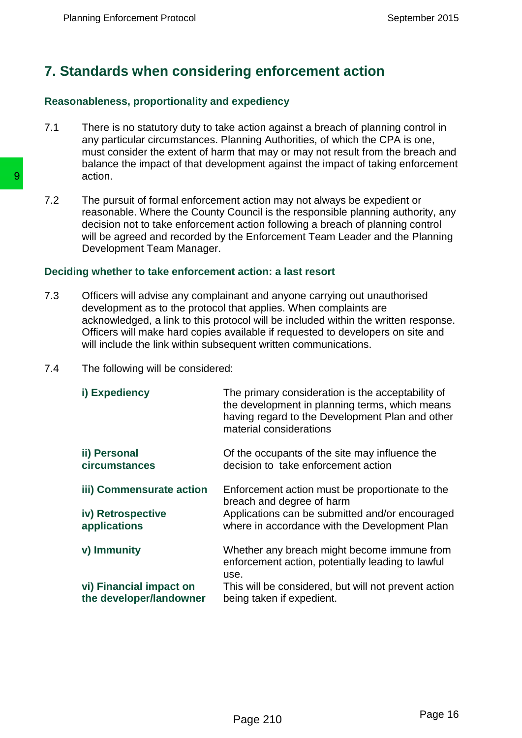# 7. Standards when considering enforcement action

### Reasonableness, proportionality and expediency

7.1 There is no statutory duty to take action against a breach of planning control in any particular circumstances. Planning Authorities, of which the CPA is one, must consider the extent of harm that may or may not result from the breach and balance the impact of that development against the impact of taking enforcement action.

7.2 The pursuit of formal enforcement action may not always be expedient or reasonable. Where the County Council is the responsible planning authority, any decision not to take enforcement action following a breach of planning control will be agreed and recorded by the Enforcement Team Leader and the Planning Development Team Manager.

### Deciding whether to take enforcement action: a last resort

7.3 Officers will advise any complainant and anyone carrying out unauthorised development as to the protocol that applies. When complaints are acknowledged, a link to this protocol will be included within the written response. Officers will make hard copies available if requested to developers on site and will include the link within subsequent written communications.

7.4 The following will be considered:

| | |
|---|---|
| **i) Expediency** | The primary consideration is the acceptability of the development in planning terms, which means having regard to the Development Plan and other material considerations |
| **ii) Personal circumstances** | Of the occupants of the site may influence the decision to take enforcement action |
| **iii) Commensurate action** | Enforcement action must be proportionate to the breach and degree of harm |
| **iv) Retrospective applications** | Applications can be submitted and/or encouraged where in accordance with the Development Plan |
| **v) Immunity** | Whether any breach might become immune from enforcement action, potentially leading to lawful use. |
| **vi) Financial impact on the developer/landowner** | This will be considered, but will not prevent action being taken if expedient. |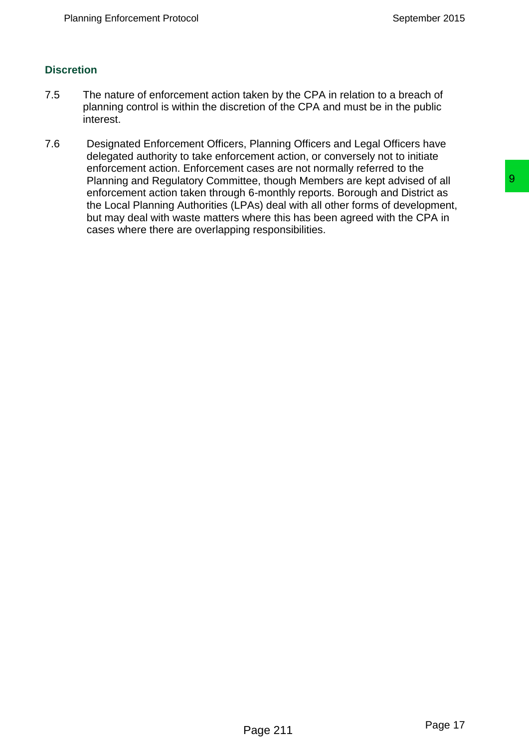## Discretion

7.5 The nature of enforcement action taken by the CPA in relation to a breach of planning control is within the discretion of the CPA and must be in the public interest.

7.6 Designated Enforcement Officers, Planning Officers and Legal Officers have delegated authority to take enforcement action, or conversely not to initiate enforcement action. Enforcement cases are not normally referred to the Planning and Regulatory Committee, though Members are kept advised of all enforcement action taken through 6-monthly reports. Borough and District as the Local Planning Authorities (LPAs) deal with all other forms of development, but may deal with waste matters where this has been agreed with the CPA in cases where there are overlapping responsibilities.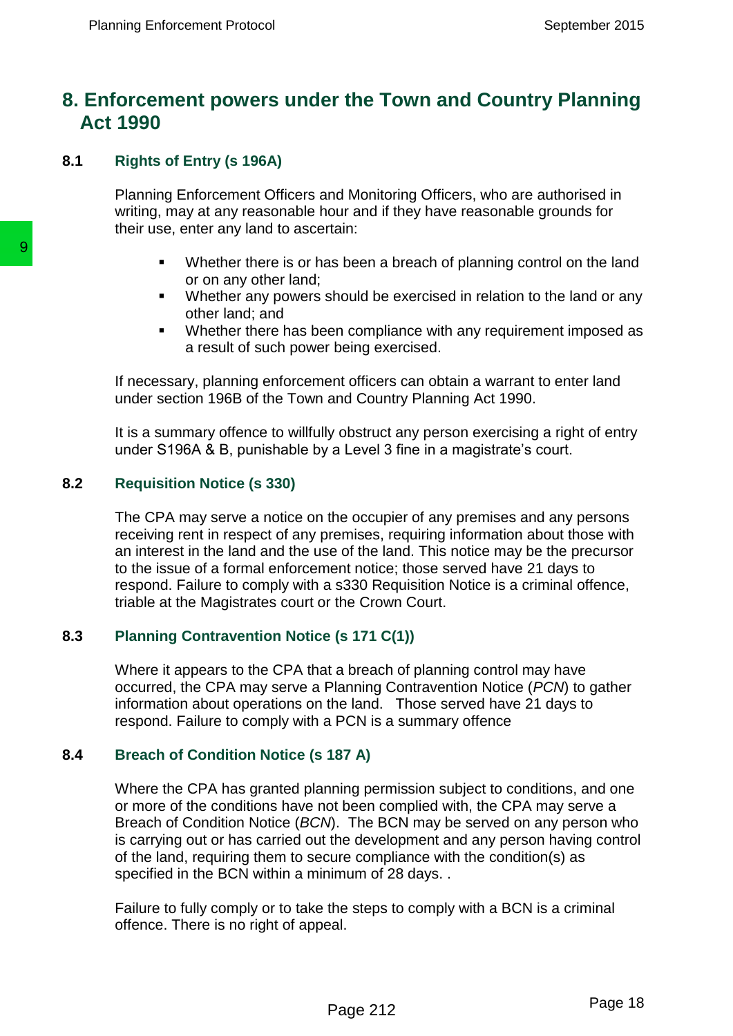# 8. Enforcement powers under the Town and Country Planning Act 1990

## 8.1 Rights of Entry (s 196A)

Planning Enforcement Officers and Monitoring Officers, who are authorised in writing, may at any reasonable hour and if they have reasonable grounds for their use, enter any land to ascertain:

- Whether there is or has been a breach of planning control on the land or on any other land;
- Whether any powers should be exercised in relation to the land or any other land; and
- Whether there has been compliance with any requirement imposed as a result of such power being exercised.

If necessary, planning enforcement officers can obtain a warrant to enter land under section 196B of the Town and Country Planning Act 1990.

It is a summary offence to willfully obstruct any person exercising a right of entry under S196A & B, punishable by a Level 3 fine in a magistrate's court.

## 8.2 Requisition Notice (s 330)

The CPA may serve a notice on the occupier of any premises and any persons receiving rent in respect of any premises, requiring information about those with an interest in the land and the use of the land. This notice may be the precursor to the issue of a formal enforcement notice; those served have 21 days to respond. Failure to comply with a s330 Requisition Notice is a criminal offence, triable at the Magistrates court or the Crown Court.

## 8.3 Planning Contravention Notice (s 171 C(1))

Where it appears to the CPA that a breach of planning control may have occurred, the CPA may serve a Planning Contravention Notice (*PCN*) to gather information about operations on the land. Those served have 21 days to respond. Failure to comply with a PCN is a summary offence

## 8.4 Breach of Condition Notice (s 187 A)

Where the CPA has granted planning permission subject to conditions, and one or more of the conditions have not been complied with, the CPA may serve a Breach of Condition Notice (*BCN*). The BCN may be served on any person who is carrying out or has carried out the development and any person having control of the land, requiring them to secure compliance with the condition(s) as specified in the BCN within a minimum of 28 days. .

Failure to fully comply or to take the steps to comply with a BCN is a criminal offence. There is no right of appeal.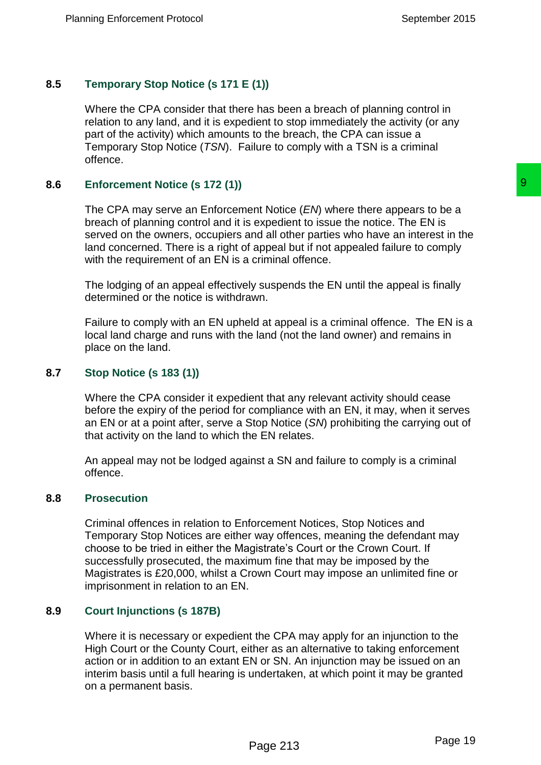## 8.5 Temporary Stop Notice (s 171 E (1))

Where the CPA consider that there has been a breach of planning control in relation to any land, and it is expedient to stop immediately the activity (or any part of the activity) which amounts to the breach, the CPA can issue a Temporary Stop Notice (*TSN*). Failure to comply with a TSN is a criminal offence.

## 8.6 Enforcement Notice (s 172 (1))

The CPA may serve an Enforcement Notice (*EN*) where there appears to be a breach of planning control and it is expedient to issue the notice. The EN is served on the owners, occupiers and all other parties who have an interest in the land concerned. There is a right of appeal but if not appealed failure to comply with the requirement of an EN is a criminal offence.

The lodging of an appeal effectively suspends the EN until the appeal is finally determined or the notice is withdrawn.

Failure to comply with an EN upheld at appeal is a criminal offence. The EN is a local land charge and runs with the land (not the land owner) and remains in place on the land.

## 8.7 Stop Notice (s 183 (1))

Where the CPA consider it expedient that any relevant activity should cease before the expiry of the period for compliance with an EN, it may, when it serves an EN or at a point after, serve a Stop Notice (*SN*) prohibiting the carrying out of that activity on the land to which the EN relates.

An appeal may not be lodged against a SN and failure to comply is a criminal offence.

## 8.8 Prosecution

Criminal offences in relation to Enforcement Notices, Stop Notices and Temporary Stop Notices are either way offences, meaning the defendant may choose to be tried in either the Magistrate's Court or the Crown Court. If successfully prosecuted, the maximum fine that may be imposed by the Magistrates is £20,000, whilst a Crown Court may impose an unlimited fine or imprisonment in relation to an EN.

## 8.9 Court Injunctions (s 187B)

Where it is necessary or expedient the CPA may apply for an injunction to the High Court or the County Court, either as an alternative to taking enforcement action or in addition to an extant EN or SN. An injunction may be issued on an interim basis until a full hearing is undertaken, at which point it may be granted on a permanent basis.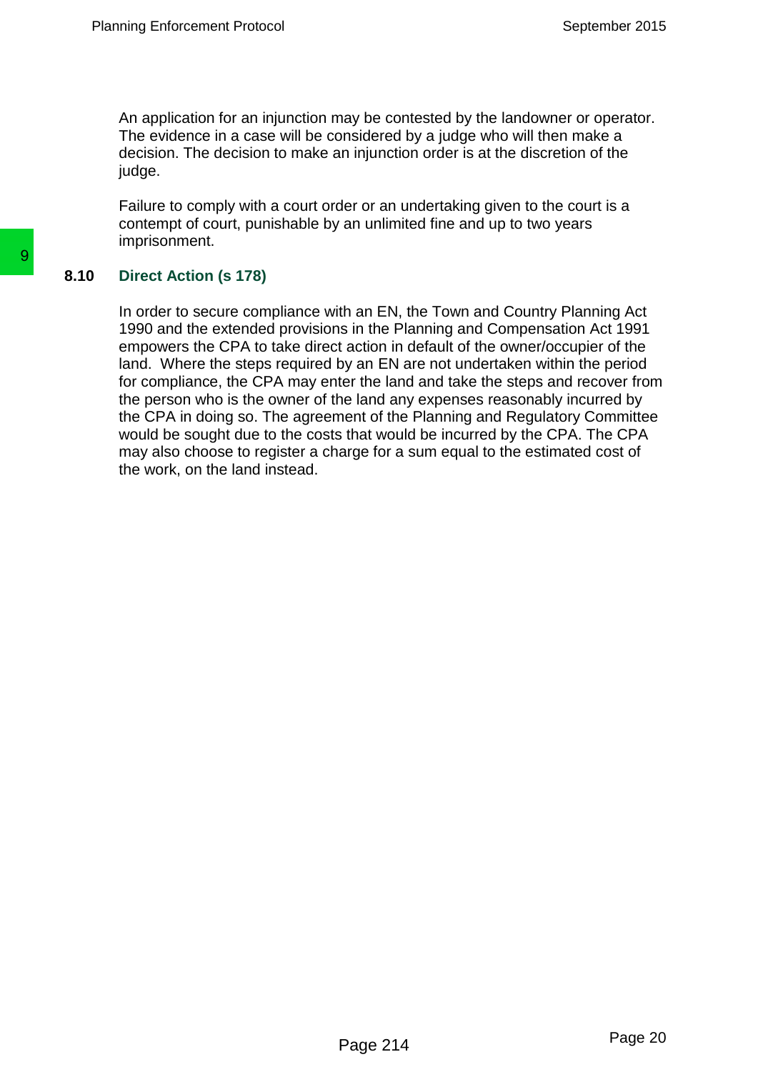An application for an injunction may be contested by the landowner or operator. The evidence in a case will be considered by a judge who will then make a decision. The decision to make an injunction order is at the discretion of the judge.

Failure to comply with a court order or an undertaking given to the court is a contempt of court, punishable by an unlimited fine and up to two years imprisonment.

### 8.10 Direct Action (s 178)

In order to secure compliance with an EN, the Town and Country Planning Act 1990 and the extended provisions in the Planning and Compensation Act 1991 empowers the CPA to take direct action in default of the owner/occupier of the land. Where the steps required by an EN are not undertaken within the period for compliance, the CPA may enter the land and take the steps and recover from the person who is the owner of the land any expenses reasonably incurred by the CPA in doing so. The agreement of the Planning and Regulatory Committee would be sought due to the costs that would be incurred by the CPA. The CPA may also choose to register a charge for a sum equal to the estimated cost of the work, on the land instead.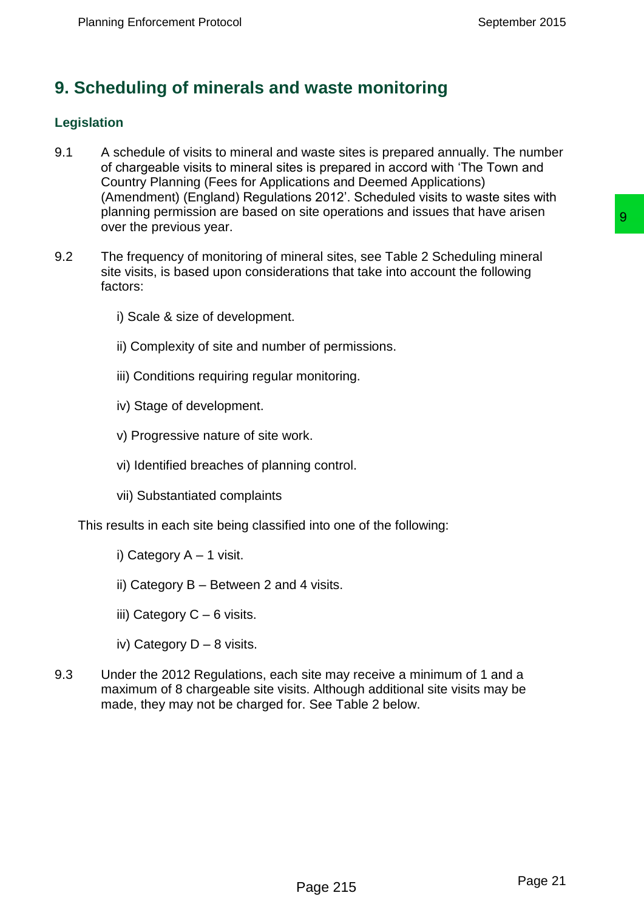# 9. Scheduling of minerals and waste monitoring

## Legislation

9.1 A schedule of visits to mineral and waste sites is prepared annually. The number of chargeable visits to mineral sites is prepared in accord with 'The Town and Country Planning (Fees for Applications and Deemed Applications) (Amendment) (England) Regulations 2012'. Scheduled visits to waste sites with planning permission are based on site operations and issues that have arisen over the previous year.

9.2 The frequency of monitoring of mineral sites, see Table 2 Scheduling mineral site visits, is based upon considerations that take into account the following factors:

i) Scale & size of development.

ii) Complexity of site and number of permissions.

iii) Conditions requiring regular monitoring.

iv) Stage of development.

v) Progressive nature of site work.

vi) Identified breaches of planning control.

vii) Substantiated complaints

This results in each site being classified into one of the following:

i) Category A – 1 visit.

ii) Category B – Between 2 and 4 visits.

iii) Category C – 6 visits.

iv) Category D – 8 visits.

9.3 Under the 2012 Regulations, each site may receive a minimum of 1 and a maximum of 8 chargeable site visits. Although additional site visits may be made, they may not be charged for. See Table 2 below.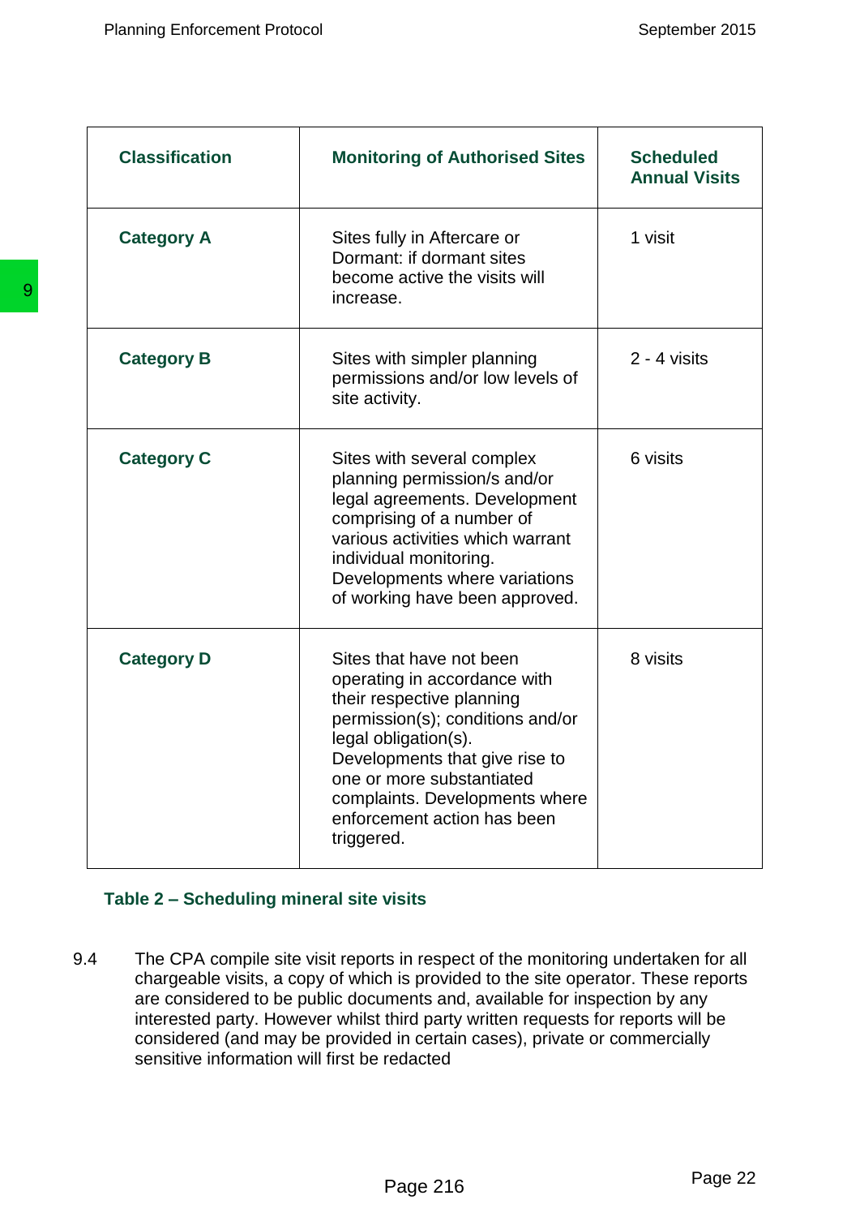| Classification | Monitoring of Authorised Sites | Scheduled Annual Visits |
|---|---|---|
| **Category A** | Sites fully in Aftercare or Dormant: if dormant sites become active the visits will increase. | 1 visit |
| **Category B** | Sites with simpler planning permissions and/or low levels of site activity. | 2 - 4 visits |
| **Category C** | Sites with several complex planning permission/s and/or legal agreements. Development comprising of a number of various activities which warrant individual monitoring. Developments where variations of working have been approved. | 6 visits |
| **Category D** | Sites that have not been operating in accordance with their respective planning permission(s); conditions and/or legal obligation(s). Developments that give rise to one or more substantiated complaints. Developments where enforcement action has been triggered. | 8 visits |

**Table 2 – Scheduling mineral site visits**

9.4 The CPA compile site visit reports in respect of the monitoring undertaken for all chargeable visits, a copy of which is provided to the site operator. These reports are considered to be public documents and, available for inspection by any interested party. However whilst third party written requests for reports will be considered (and may be provided in certain cases), private or commercially sensitive information will first be redacted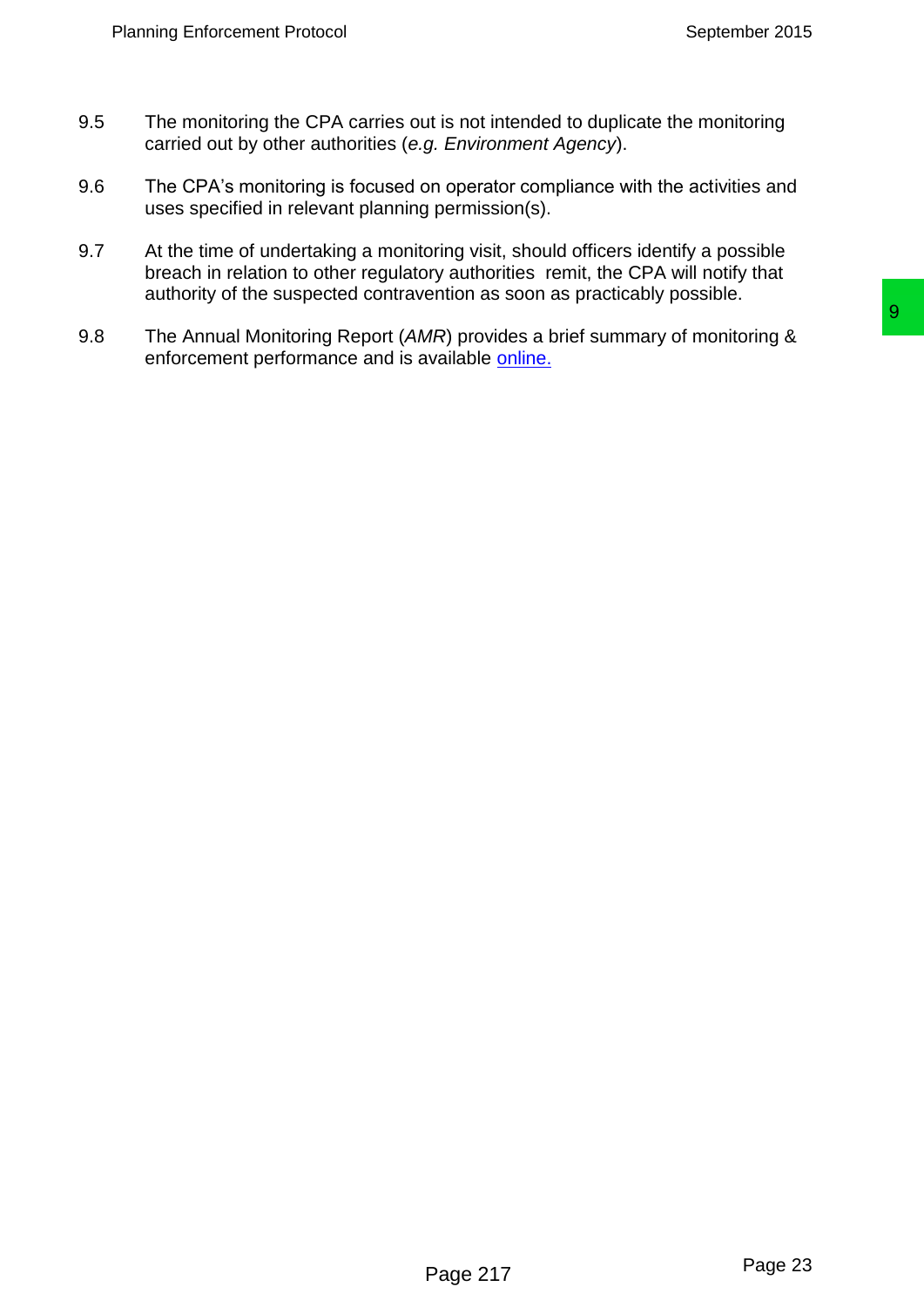9.5 The monitoring the CPA carries out is not intended to duplicate the monitoring carried out by other authorities (*e.g. Environment Agency*).

9.6 The CPA's monitoring is focused on operator compliance with the activities and uses specified in relevant planning permission(s).

9.7 At the time of undertaking a monitoring visit, should officers identify a possible breach in relation to other regulatory authorities remit, the CPA will notify that authority of the suspected contravention as soon as practicably possible.

9.8 The Annual Monitoring Report (*AMR*) provides a brief summary of monitoring & enforcement performance and is available online.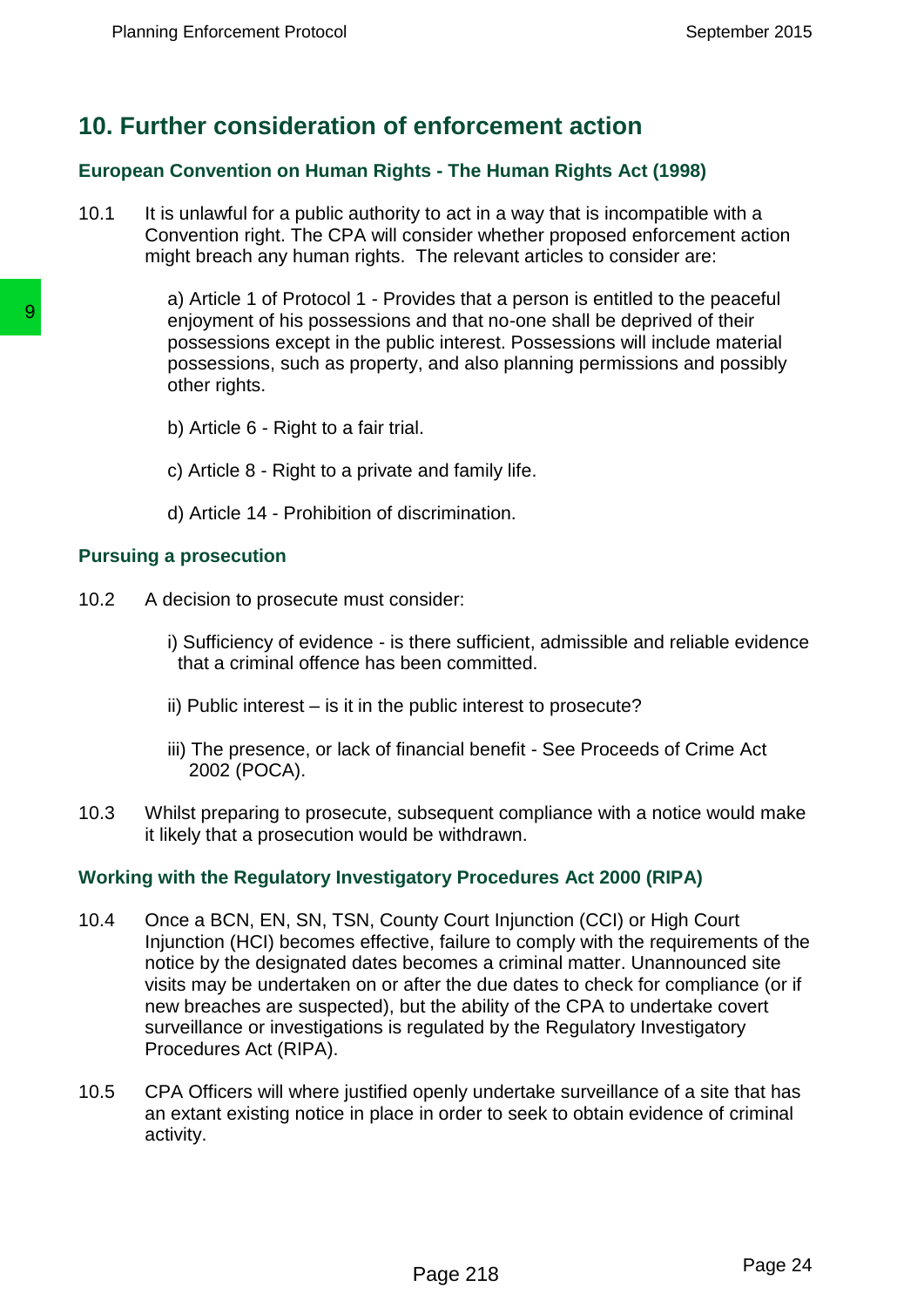## 10. Further consideration of enforcement action

### European Convention on Human Rights - The Human Rights Act (1998)

10.1 It is unlawful for a public authority to act in a way that is incompatible with a Convention right. The CPA will consider whether proposed enforcement action might breach any human rights. The relevant articles to consider are:

a) Article 1 of Protocol 1 - Provides that a person is entitled to the peaceful enjoyment of his possessions and that no-one shall be deprived of their possessions except in the public interest. Possessions will include material possessions, such as property, and also planning permissions and possibly other rights.

b) Article 6 - Right to a fair trial.

c) Article 8 - Right to a private and family life.

d) Article 14 - Prohibition of discrimination.

### Pursuing a prosecution

10.2 A decision to prosecute must consider:

i) Sufficiency of evidence - is there sufficient, admissible and reliable evidence that a criminal offence has been committed.

ii) Public interest – is it in the public interest to prosecute?

iii) The presence, or lack of financial benefit - See Proceeds of Crime Act 2002 (POCA).

10.3 Whilst preparing to prosecute, subsequent compliance with a notice would make it likely that a prosecution would be withdrawn.

### Working with the Regulatory Investigatory Procedures Act 2000 (RIPA)

10.4 Once a BCN, EN, SN, TSN, County Court Injunction (CCI) or High Court Injunction (HCI) becomes effective, failure to comply with the requirements of the notice by the designated dates becomes a criminal matter. Unannounced site visits may be undertaken on or after the due dates to check for compliance (or if new breaches are suspected), but the ability of the CPA to undertake covert surveillance or investigations is regulated by the Regulatory Investigatory Procedures Act (RIPA).

10.5 CPA Officers will where justified openly undertake surveillance of a site that has an extant existing notice in place in order to seek to obtain evidence of criminal activity.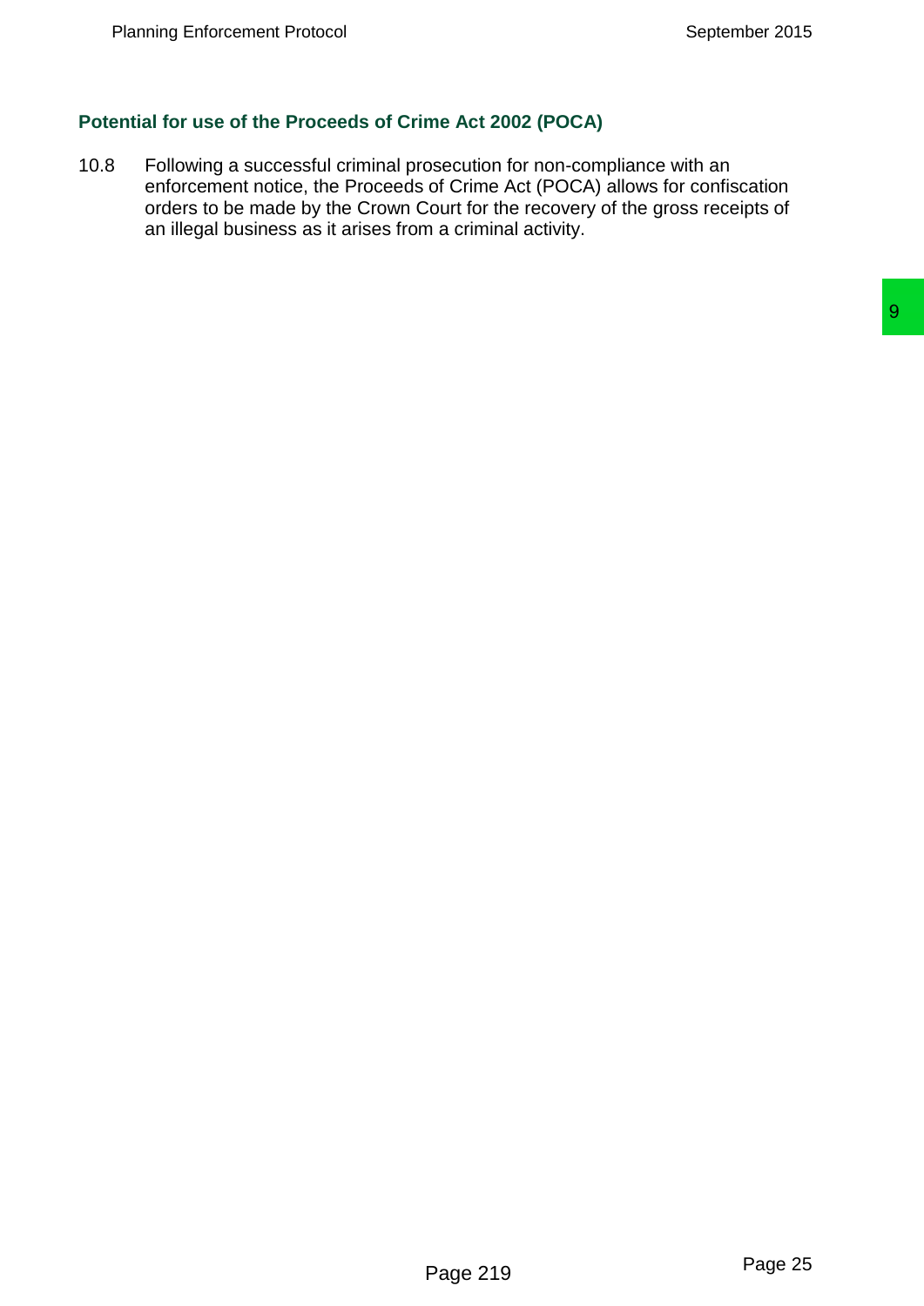### Potential for use of the Proceeds of Crime Act 2002 (POCA)

10.8 Following a successful criminal prosecution for non-compliance with an enforcement notice, the Proceeds of Crime Act (POCA) allows for confiscation orders to be made by the Crown Court for the recovery of the gross receipts of an illegal business as it arises from a criminal activity.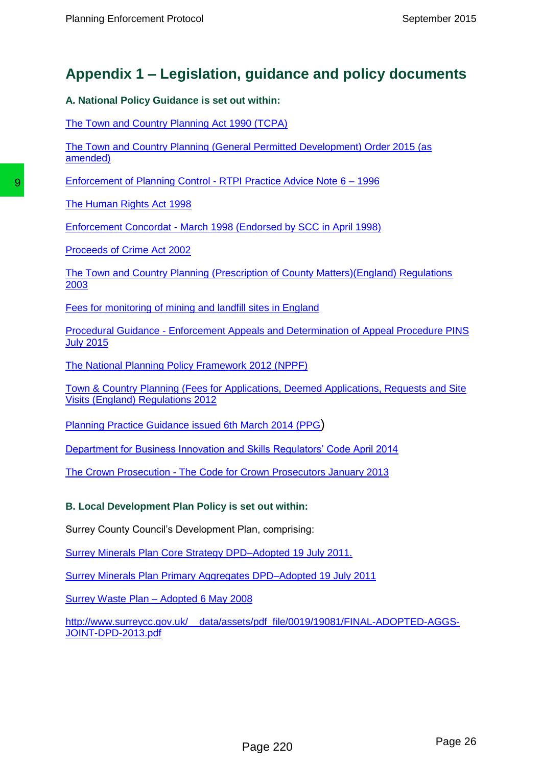# Appendix 1 – Legislation, guidance and policy documents

**A. National Policy Guidance is set out within:**

The Town and Country Planning Act 1990 (TCPA)

The Town and Country Planning (General Permitted Development) Order 2015 (as amended)

Enforcement of Planning Control - RTPI Practice Advice Note 6 – 1996

The Human Rights Act 1998

Enforcement Concordat - March 1998 (Endorsed by SCC in April 1998)

Proceeds of Crime Act 2002

The Town and Country Planning (Prescription of County Matters)(England) Regulations 2003

Fees for monitoring of mining and landfill sites in England

Procedural Guidance - Enforcement Appeals and Determination of Appeal Procedure PINS July 2015

The National Planning Policy Framework 2012 (NPPF)

Town & Country Planning (Fees for Applications, Deemed Applications, Requests and Site Visits (England) Regulations 2012

Planning Practice Guidance issued 6th March 2014 (PPG)

Department for Business Innovation and Skills Regulators' Code April 2014

The Crown Prosecution - The Code for Crown Prosecutors January 2013

**B. Local Development Plan Policy is set out within:**

Surrey County Council's Development Plan, comprising:

Surrey Minerals Plan Core Strategy DPD–Adopted 19 July 2011.

Surrey Minerals Plan Primary Aggregates DPD–Adopted 19 July 2011

Surrey Waste Plan – Adopted 6 May 2008

http://www.surreycc.gov.uk/__data/assets/pdf_file/0019/19081/FINAL-ADOPTED-AGGS-JOINT-DPD-2013.pdf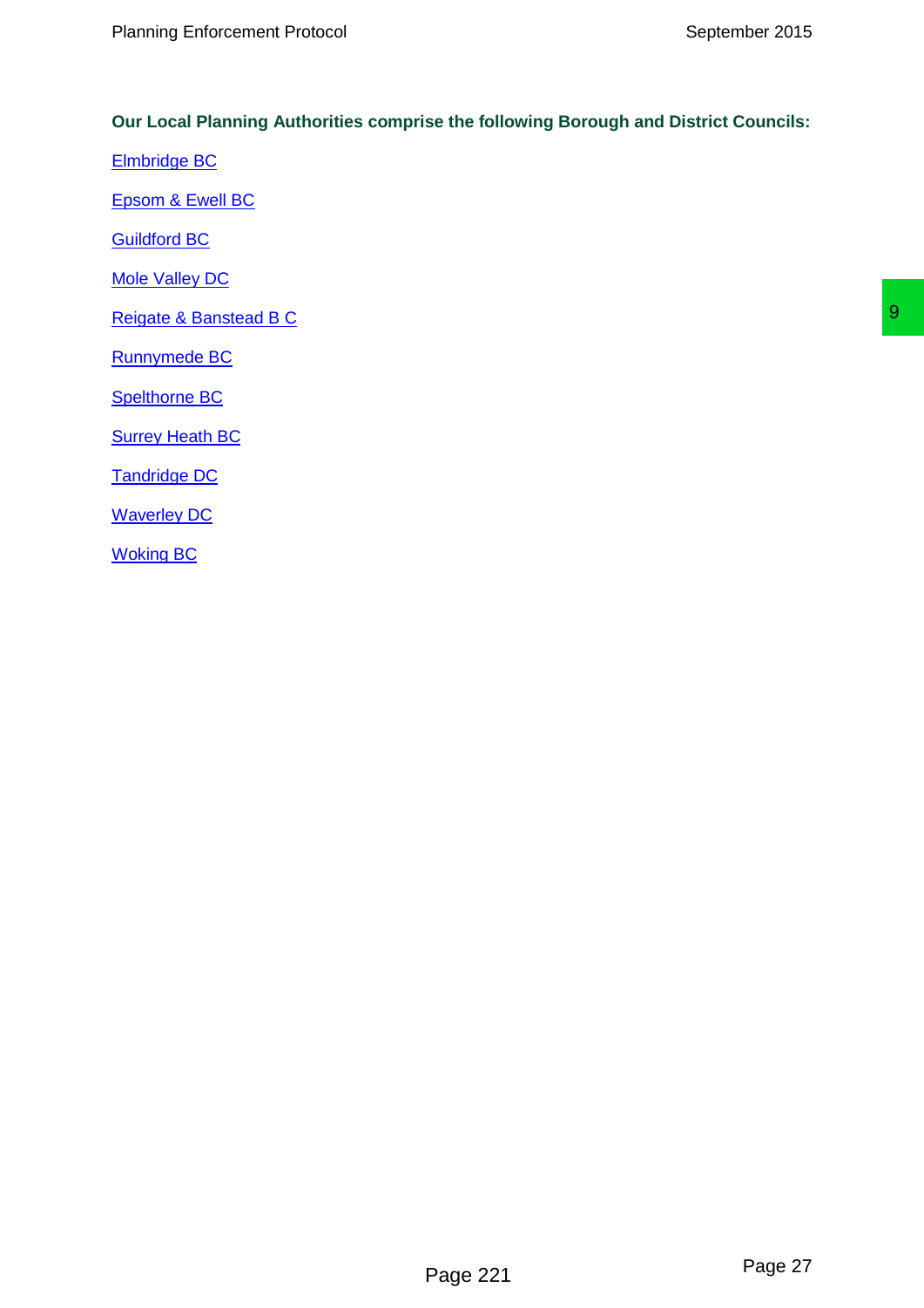**Our Local Planning Authorities comprise the following Borough and District Councils:**

Elmbridge BC

Epsom & Ewell BC

Guildford BC

Mole Valley DC

Reigate & Banstead B C

Runnymede BC

Spelthorne BC

Surrey Heath BC

Tandridge DC

Waverley DC

Woking BC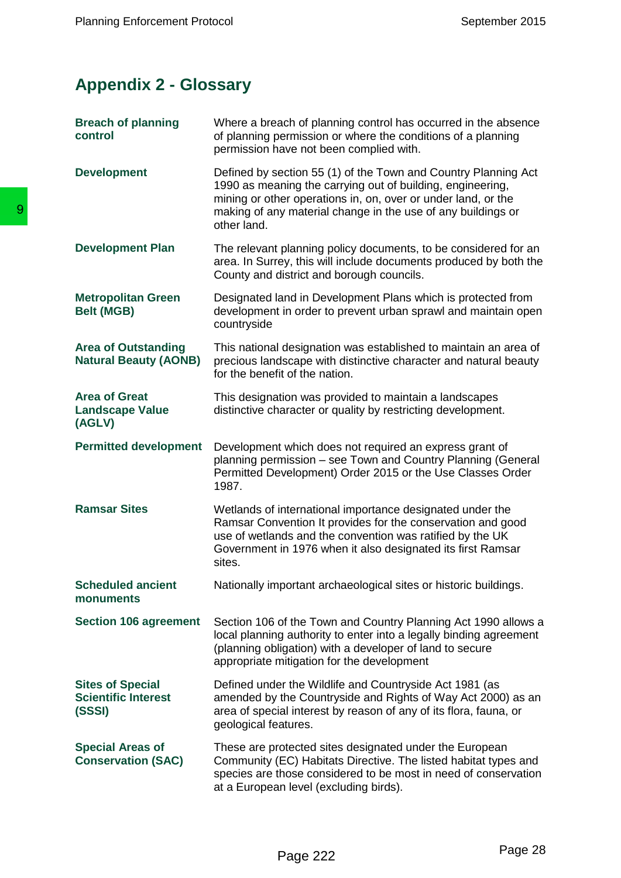## Appendix 2 - Glossary

| Term | Definition |
|---|---|
| **Breach of planning control** | Where a breach of planning control has occurred in the absence of planning permission or where the conditions of a planning permission have not been complied with. |
| **Development** | Defined by section 55 (1) of the Town and Country Planning Act 1990 as meaning the carrying out of building, engineering, mining or other operations in, on, over or under land, or the making of any material change in the use of any buildings or other land. |
| **Development Plan** | The relevant planning policy documents, to be considered for an area. In Surrey, this will include documents produced by both the County and district and borough councils. |
| **Metropolitan Green Belt (MGB)** | Designated land in Development Plans which is protected from development in order to prevent urban sprawl and maintain open countryside |
| **Area of Outstanding Natural Beauty (AONB)** | This national designation was established to maintain an area of precious landscape with distinctive character and natural beauty for the benefit of the nation. |
| **Area of Great Landscape Value (AGLV)** | This designation was provided to maintain a landscapes distinctive character or quality by restricting development. |
| **Permitted development** | Development which does not required an express grant of planning permission – see Town and Country Planning (General Permitted Development) Order 2015 or the Use Classes Order 1987. |
| **Ramsar Sites** | Wetlands of international importance designated under the Ramsar Convention It provides for the conservation and good use of wetlands and the convention was ratified by the UK Government in 1976 when it also designated its first Ramsar sites. |
| **Scheduled ancient monuments** | Nationally important archaeological sites or historic buildings. |
| **Section 106 agreement** | Section 106 of the Town and Country Planning Act 1990 allows a local planning authority to enter into a legally binding agreement (planning obligation) with a developer of land to secure appropriate mitigation for the development |
| **Sites of Special Scientific Interest (SSSI)** | Defined under the Wildlife and Countryside Act 1981 (as amended by the Countryside and Rights of Way Act 2000) as an area of special interest by reason of any of its flora, fauna, or geological features. |
| **Special Areas of Conservation (SAC)** | These are protected sites designated under the European Community (EC) Habitats Directive. The listed habitat types and species are those considered to be most in need of conservation at a European level (excluding birds). |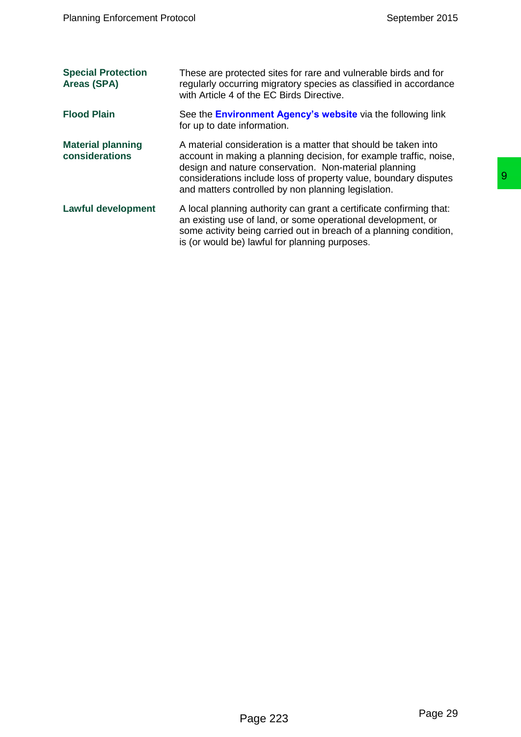| | |
|---|---|
| **Special Protection Areas (SPA)** | These are protected sites for rare and vulnerable birds and for regularly occurring migratory species as classified in accordance with Article 4 of the EC Birds Directive. |
| **Flood Plain** | See the **Environment Agency's website** via the following link for up to date information. |
| **Material planning considerations** | A material consideration is a matter that should be taken into account in making a planning decision, for example traffic, noise, design and nature conservation. Non-material planning considerations include loss of property value, boundary disputes and matters controlled by non planning legislation. |
| **Lawful development** | A local planning authority can grant a certificate confirming that: an existing use of land, or some operational development, or some activity being carried out in breach of a planning condition, is (or would be) lawful for planning purposes. |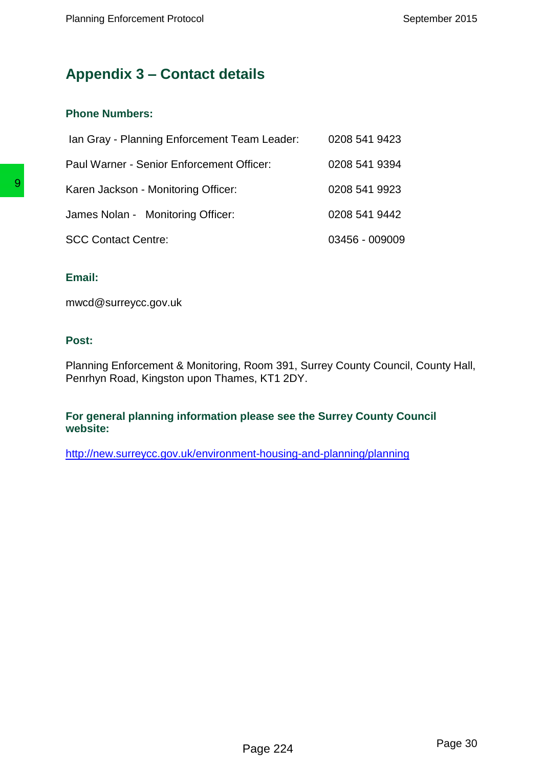# Appendix 3 – Contact details

### Phone Numbers:

| | |
|---|---|
| Ian Gray - Planning Enforcement Team Leader: | 0208 541 9423 |
| Paul Warner - Senior Enforcement Officer: | 0208 541 9394 |
| Karen Jackson - Monitoring Officer: | 0208 541 9923 |
| James Nolan - Monitoring Officer: | 0208 541 9442 |
| SCC Contact Centre: | 03456 - 009009 |

### Email:

mwcd@surreycc.gov.uk

### Post:

Planning Enforcement & Monitoring, Room 391, Surrey County Council, County Hall, Penrhyn Road, Kingston upon Thames, KT1 2DY.

### For general planning information please see the Surrey County Council website:

http://new.surreycc.gov.uk/environment-housing-and-planning/planning